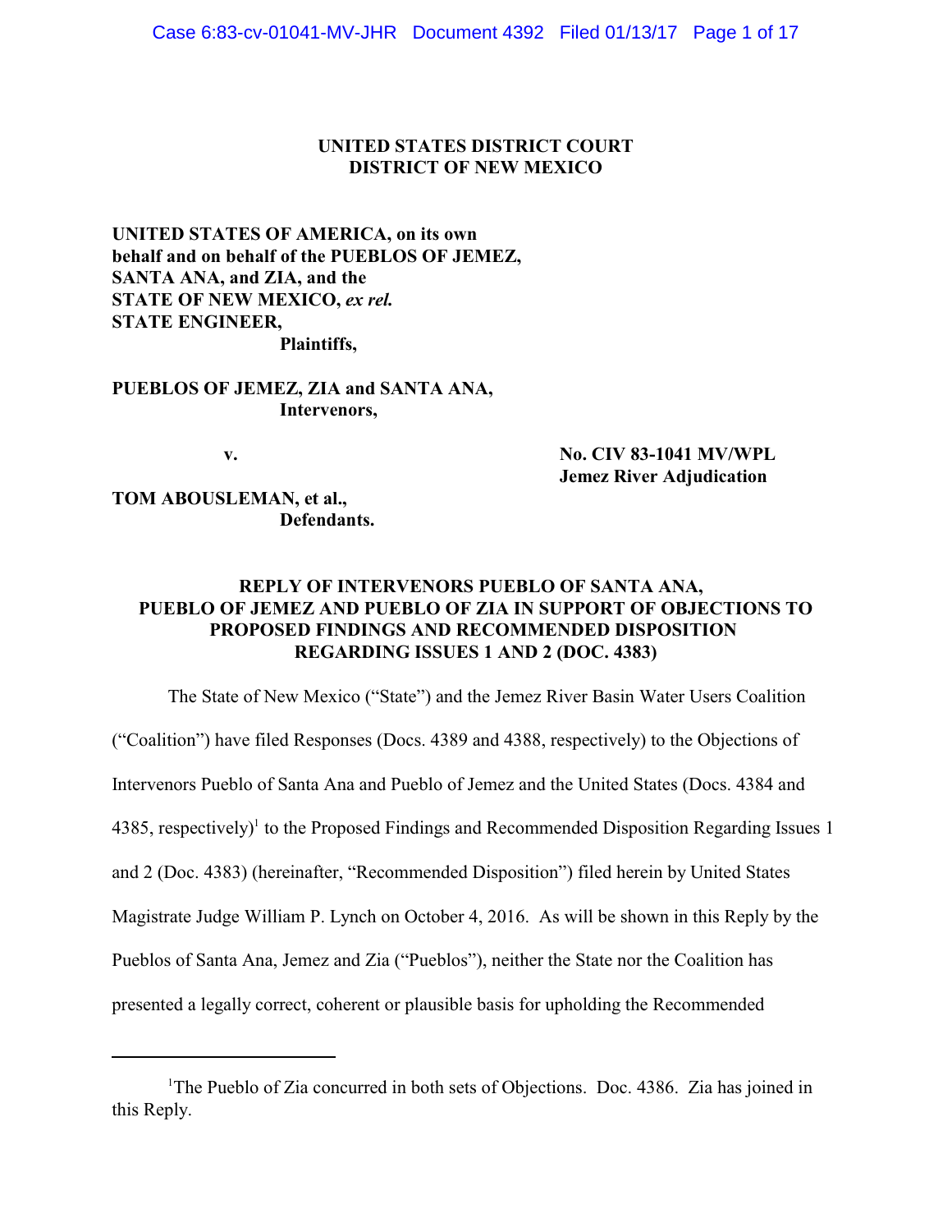**UNITED STATES DISTRICT COURT**
**DISTRICT OF NEW MEXICO**

**UNITED STATES OF AMERICA, on its own behalf and on behalf of the PUEBLOS OF JEMEZ, SANTA ANA, and ZIA, and the STATE OF NEW MEXICO, *ex rel.* STATE ENGINEER,**
**Plaintiffs,**

**PUEBLOS OF JEMEZ, ZIA and SANTA ANA,**
**Intervenors,**

**v.**

**No. CIV 83-1041 MV/WPL**
**Jemez River Adjudication**

**TOM ABOUSLEMAN, et al.,**
**Defendants.**

**REPLY OF INTERVENORS PUEBLO OF SANTA ANA, PUEBLO OF JEMEZ AND PUEBLO OF ZIA IN SUPPORT OF OBJECTIONS TO PROPOSED FINDINGS AND RECOMMENDED DISPOSITION REGARDING ISSUES 1 AND 2 (DOC. 4383)**

The State of New Mexico ("State") and the Jemez River Basin Water Users Coalition ("Coalition") have filed Responses (Docs. 4389 and 4388, respectively) to the Objections of Intervenors Pueblo of Santa Ana and Pueblo of Jemez and the United States (Docs. 4384 and 4385, respectively)[1] to the Proposed Findings and Recommended Disposition Regarding Issues 1 and 2 (Doc. 4383) (hereinafter, "Recommended Disposition") filed herein by United States Magistrate Judge William P. Lynch on October 4, 2016. As will be shown in this Reply by the Pueblos of Santa Ana, Jemez and Zia ("Pueblos"), neither the State nor the Coalition has presented a legally correct, coherent or plausible basis for upholding the Recommended

---

[1] The Pueblo of Zia concurred in both sets of Objections. Doc. 4386. Zia has joined in this Reply.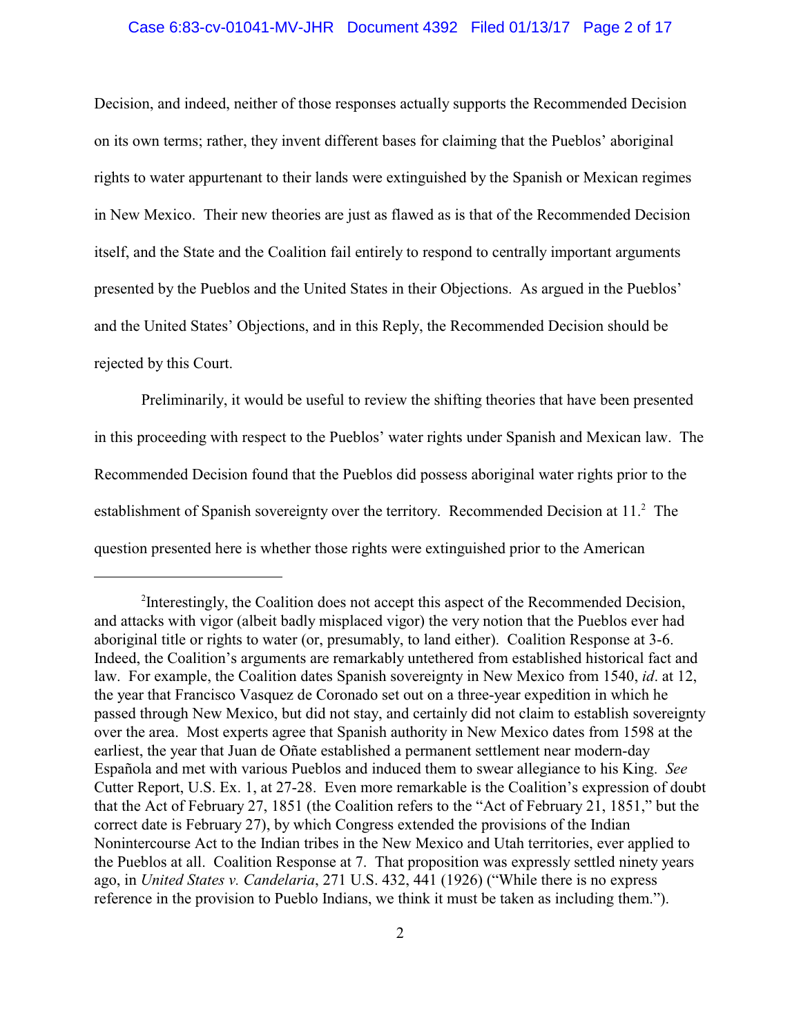Decision, and indeed, neither of those responses actually supports the Recommended Decision on its own terms; rather, they invent different bases for claiming that the Pueblos' aboriginal rights to water appurtenant to their lands were extinguished by the Spanish or Mexican regimes in New Mexico. Their new theories are just as flawed as is that of the Recommended Decision itself, and the State and the Coalition fail entirely to respond to centrally important arguments presented by the Pueblos and the United States in their Objections. As argued in the Pueblos' and the United States' Objections, and in this Reply, the Recommended Decision should be rejected by this Court.

Preliminarily, it would be useful to review the shifting theories that have been presented in this proceeding with respect to the Pueblos' water rights under Spanish and Mexican law. The Recommended Decision found that the Pueblos did possess aboriginal water rights prior to the establishment of Spanish sovereignty over the territory. Recommended Decision at 11.[2] The question presented here is whether those rights were extinguished prior to the American

---

[2]Interestingly, the Coalition does not accept this aspect of the Recommended Decision, and attacks with vigor (albeit badly misplaced vigor) the very notion that the Pueblos ever had aboriginal title or rights to water (or, presumably, to land either). Coalition Response at 3-6. Indeed, the Coalition's arguments are remarkably untethered from established historical fact and law. For example, the Coalition dates Spanish sovereignty in New Mexico from 1540, *id*. at 12, the year that Francisco Vasquez de Coronado set out on a three-year expedition in which he passed through New Mexico, but did not stay, and certainly did not claim to establish sovereignty over the area. Most experts agree that Spanish authority in New Mexico dates from 1598 at the earliest, the year that Juan de Oñate established a permanent settlement near modern-day Española and met with various Pueblos and induced them to swear allegiance to his King. *See* Cutter Report, U.S. Ex. 1, at 27-28. Even more remarkable is the Coalition's expression of doubt that the Act of February 27, 1851 (the Coalition refers to the "Act of February 21, 1851," but the correct date is February 27), by which Congress extended the provisions of the Indian Nonintercourse Act to the Indian tribes in the New Mexico and Utah territories, ever applied to the Pueblos at all. Coalition Response at 7. That proposition was expressly settled ninety years ago, in *United States v. Candelaria*, 271 U.S. 432, 441 (1926) ("While there is no express reference in the provision to Pueblo Indians, we think it must be taken as including them.").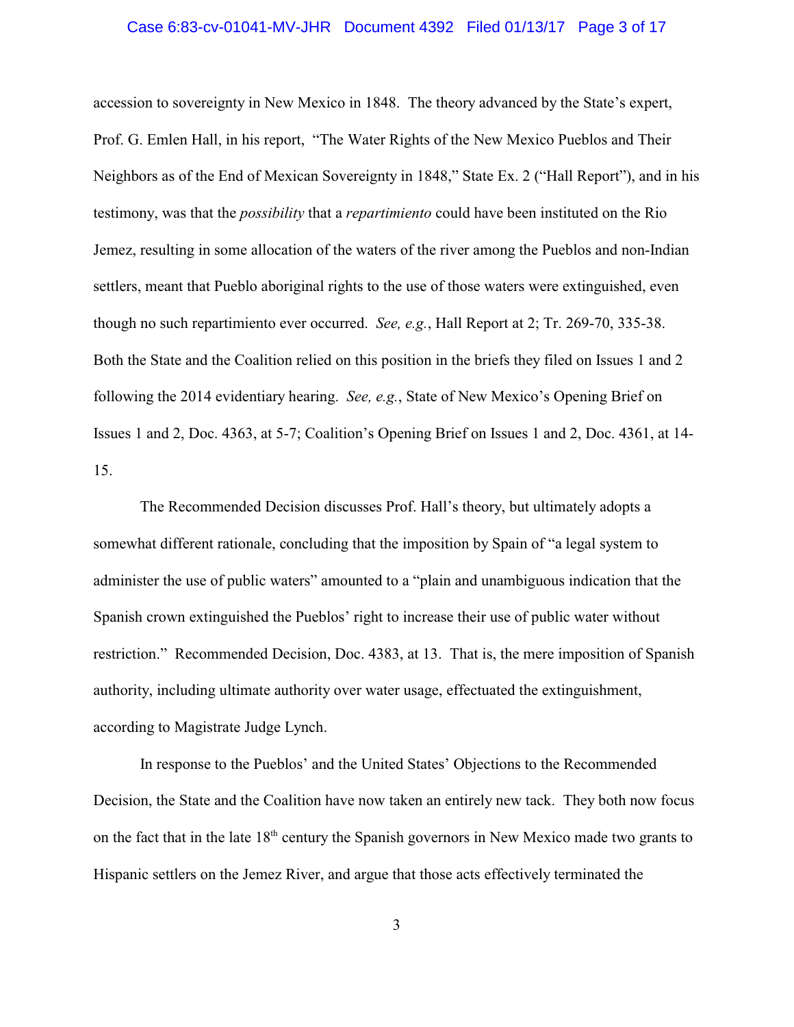accession to sovereignty in New Mexico in 1848. The theory advanced by the State's expert, Prof. G. Emlen Hall, in his report, "The Water Rights of the New Mexico Pueblos and Their Neighbors as of the End of Mexican Sovereignty in 1848," State Ex. 2 ("Hall Report"), and in his testimony, was that the *possibility* that a *repartimiento* could have been instituted on the Rio Jemez, resulting in some allocation of the waters of the river among the Pueblos and non-Indian settlers, meant that Pueblo aboriginal rights to the use of those waters were extinguished, even though no such repartimiento ever occurred. *See, e.g.*, Hall Report at 2; Tr. 269-70, 335-38. Both the State and the Coalition relied on this position in the briefs they filed on Issues 1 and 2 following the 2014 evidentiary hearing. *See, e.g.*, State of New Mexico's Opening Brief on Issues 1 and 2, Doc. 4363, at 5-7; Coalition's Opening Brief on Issues 1 and 2, Doc. 4361, at 14-15.

The Recommended Decision discusses Prof. Hall's theory, but ultimately adopts a somewhat different rationale, concluding that the imposition by Spain of "a legal system to administer the use of public waters" amounted to a "plain and unambiguous indication that the Spanish crown extinguished the Pueblos' right to increase their use of public water without restriction." Recommended Decision, Doc. 4383, at 13. That is, the mere imposition of Spanish authority, including ultimate authority over water usage, effectuated the extinguishment, according to Magistrate Judge Lynch.

In response to the Pueblos' and the United States' Objections to the Recommended Decision, the State and the Coalition have now taken an entirely new tack. They both now focus on the fact that in the late 18th century the Spanish governors in New Mexico made two grants to Hispanic settlers on the Jemez River, and argue that those acts effectively terminated the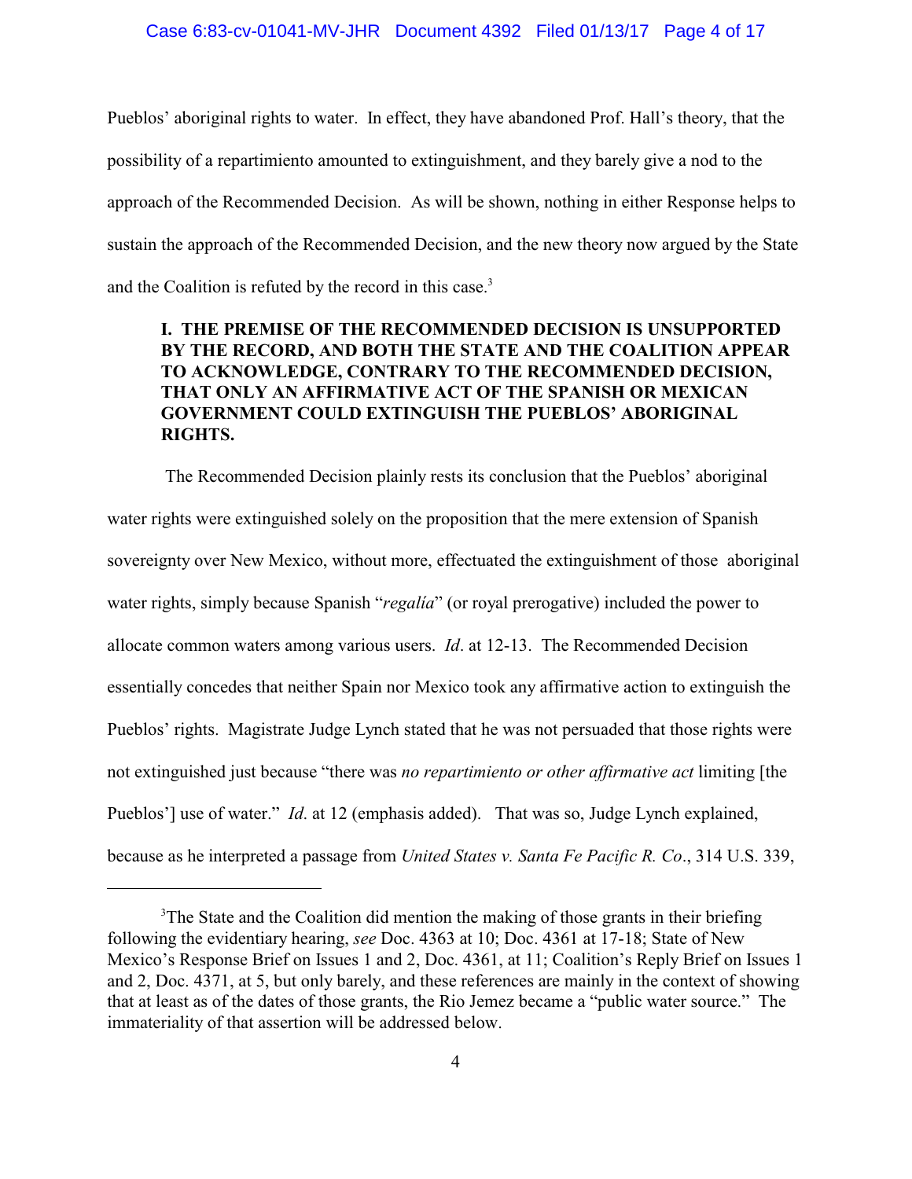Pueblos' aboriginal rights to water. In effect, they have abandoned Prof. Hall's theory, that the possibility of a repartimiento amounted to extinguishment, and they barely give a nod to the approach of the Recommended Decision. As will be shown, nothing in either Response helps to sustain the approach of the Recommended Decision, and the new theory now argued by the State and the Coalition is refuted by the record in this case.[3]

**I. THE PREMISE OF THE RECOMMENDED DECISION IS UNSUPPORTED BY THE RECORD, AND BOTH THE STATE AND THE COALITION APPEAR TO ACKNOWLEDGE, CONTRARY TO THE RECOMMENDED DECISION, THAT ONLY AN AFFIRMATIVE ACT OF THE SPANISH OR MEXICAN GOVERNMENT COULD EXTINGUISH THE PUEBLOS' ABORIGINAL RIGHTS.**

The Recommended Decision plainly rests its conclusion that the Pueblos' aboriginal water rights were extinguished solely on the proposition that the mere extension of Spanish sovereignty over New Mexico, without more, effectuated the extinguishment of those aboriginal water rights, simply because Spanish "*regalía*" (or royal prerogative) included the power to allocate common waters among various users. *Id*. at 12-13. The Recommended Decision essentially concedes that neither Spain nor Mexico took any affirmative action to extinguish the Pueblos' rights. Magistrate Judge Lynch stated that he was not persuaded that those rights were not extinguished just because "there was *no repartimiento or other affirmative act* limiting [the Pueblos'] use of water." *Id*. at 12 (emphasis added). That was so, Judge Lynch explained, because as he interpreted a passage from *United States v. Santa Fe Pacific R. Co*., 314 U.S. 339,

[3] The State and the Coalition did mention the making of those grants in their briefing following the evidentiary hearing, *see* Doc. 4363 at 10; Doc. 4361 at 17-18; State of New Mexico's Response Brief on Issues 1 and 2, Doc. 4361, at 11; Coalition's Reply Brief on Issues 1 and 2, Doc. 4371, at 5, but only barely, and these references are mainly in the context of showing that at least as of the dates of those grants, the Rio Jemez became a "public water source." The immateriality of that assertion will be addressed below.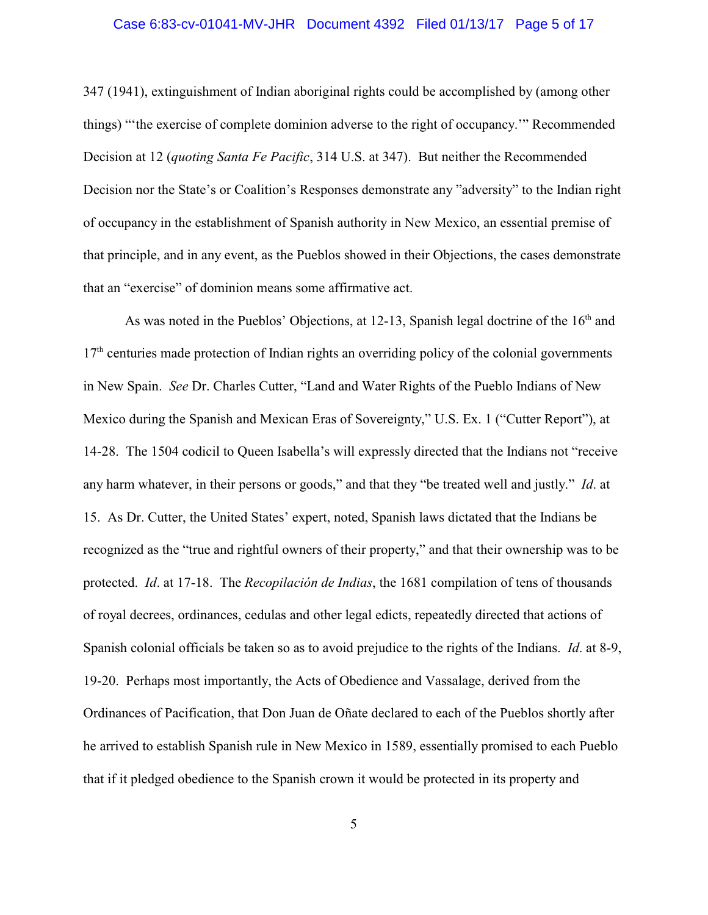347 (1941), extinguishment of Indian aboriginal rights could be accomplished by (among other things) "'the exercise of complete dominion adverse to the right of occupancy.'" Recommended Decision at 12 (*quoting Santa Fe Pacific*, 314 U.S. at 347). But neither the Recommended Decision nor the State's or Coalition's Responses demonstrate any "adversity" to the Indian right of occupancy in the establishment of Spanish authority in New Mexico, an essential premise of that principle, and in any event, as the Pueblos showed in their Objections, the cases demonstrate that an "exercise" of dominion means some affirmative act.

As was noted in the Pueblos' Objections, at 12-13, Spanish legal doctrine of the 16th and 17th centuries made protection of Indian rights an overriding policy of the colonial governments in New Spain. *See* Dr. Charles Cutter, "Land and Water Rights of the Pueblo Indians of New Mexico during the Spanish and Mexican Eras of Sovereignty," U.S. Ex. 1 ("Cutter Report"), at 14-28. The 1504 codicil to Queen Isabella's will expressly directed that the Indians not "receive any harm whatever, in their persons or goods," and that they "be treated well and justly." *Id*. at 15. As Dr. Cutter, the United States' expert, noted, Spanish laws dictated that the Indians be recognized as the "true and rightful owners of their property," and that their ownership was to be protected. *Id*. at 17-18. The *Recopilación de Indias*, the 1681 compilation of tens of thousands of royal decrees, ordinances, cedulas and other legal edicts, repeatedly directed that actions of Spanish colonial officials be taken so as to avoid prejudice to the rights of the Indians. *Id*. at 8-9, 19-20. Perhaps most importantly, the Acts of Obedience and Vassalage, derived from the Ordinances of Pacification, that Don Juan de Oñate declared to each of the Pueblos shortly after he arrived to establish Spanish rule in New Mexico in 1589, essentially promised to each Pueblo that if it pledged obedience to the Spanish crown it would be protected in its property and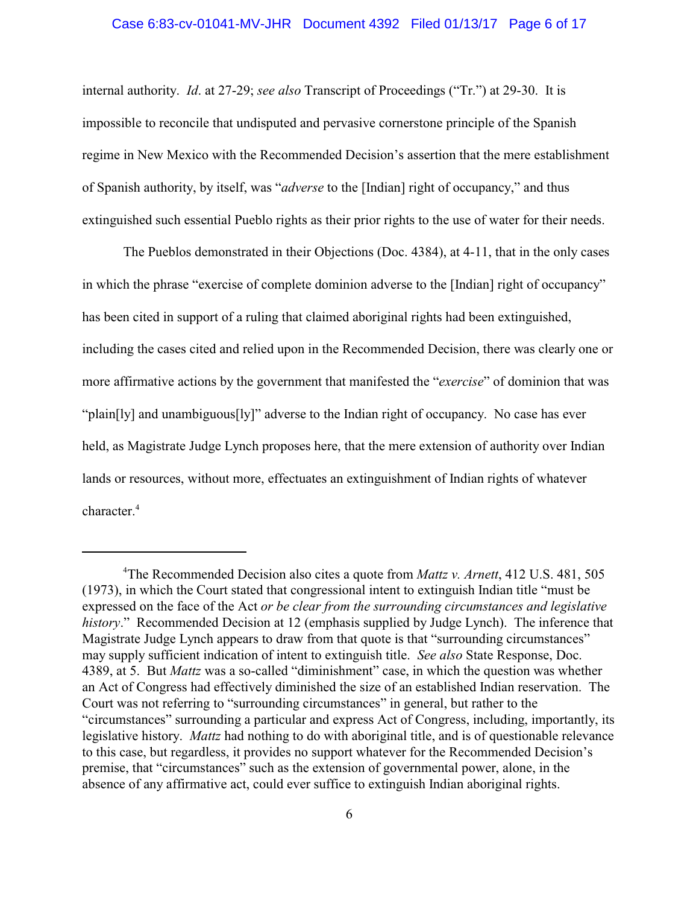internal authority. *Id*. at 27-29; *see also* Transcript of Proceedings ("Tr.") at 29-30. It is impossible to reconcile that undisputed and pervasive cornerstone principle of the Spanish regime in New Mexico with the Recommended Decision's assertion that the mere establishment of Spanish authority, by itself, was "*adverse* to the [Indian] right of occupancy," and thus extinguished such essential Pueblo rights as their prior rights to the use of water for their needs.

The Pueblos demonstrated in their Objections (Doc. 4384), at 4-11, that in the only cases in which the phrase "exercise of complete dominion adverse to the [Indian] right of occupancy" has been cited in support of a ruling that claimed aboriginal rights had been extinguished, including the cases cited and relied upon in the Recommended Decision, there was clearly one or more affirmative actions by the government that manifested the "*exercise*" of dominion that was "plain[ly] and unambiguous[ly]" adverse to the Indian right of occupancy. No case has ever held, as Magistrate Judge Lynch proposes here, that the mere extension of authority over Indian lands or resources, without more, effectuates an extinguishment of Indian rights of whatever character.[4]

---

[4]The Recommended Decision also cites a quote from *Mattz v. Arnett*, 412 U.S. 481, 505 (1973), in which the Court stated that congressional intent to extinguish Indian title "must be expressed on the face of the Act *or be clear from the surrounding circumstances and legislative history*." Recommended Decision at 12 (emphasis supplied by Judge Lynch). The inference that Magistrate Judge Lynch appears to draw from that quote is that "surrounding circumstances" may supply sufficient indication of intent to extinguish title. *See also* State Response, Doc. 4389, at 5. But *Mattz* was a so-called "diminishment" case, in which the question was whether an Act of Congress had effectively diminished the size of an established Indian reservation. The Court was not referring to "surrounding circumstances" in general, but rather to the "circumstances" surrounding a particular and express Act of Congress, including, importantly, its legislative history. *Mattz* had nothing to do with aboriginal title, and is of questionable relevance to this case, but regardless, it provides no support whatever for the Recommended Decision's premise, that "circumstances" such as the extension of governmental power, alone, in the absence of any affirmative act, could ever suffice to extinguish Indian aboriginal rights.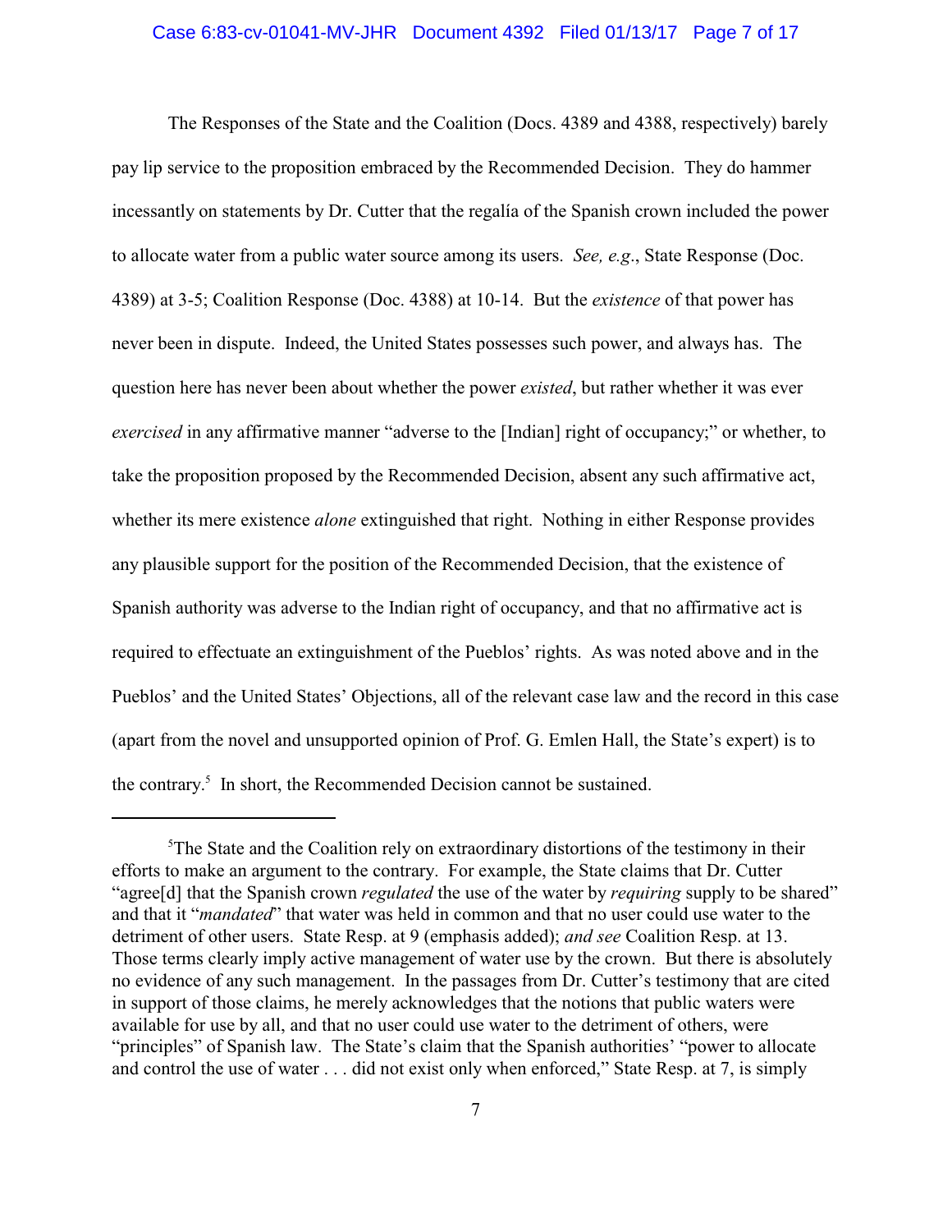The Responses of the State and the Coalition (Docs. 4389 and 4388, respectively) barely pay lip service to the proposition embraced by the Recommended Decision. They do hammer incessantly on statements by Dr. Cutter that the regalía of the Spanish crown included the power to allocate water from a public water source among its users. *See, e.g.*, State Response (Doc. 4389) at 3-5; Coalition Response (Doc. 4388) at 10-14. But the *existence* of that power has never been in dispute. Indeed, the United States possesses such power, and always has. The question here has never been about whether the power *existed*, but rather whether it was ever *exercised* in any affirmative manner "adverse to the [Indian] right of occupancy;" or whether, to take the proposition proposed by the Recommended Decision, absent any such affirmative act, whether its mere existence *alone* extinguished that right. Nothing in either Response provides any plausible support for the position of the Recommended Decision, that the existence of Spanish authority was adverse to the Indian right of occupancy, and that no affirmative act is required to effectuate an extinguishment of the Pueblos' rights. As was noted above and in the Pueblos' and the United States' Objections, all of the relevant case law and the record in this case (apart from the novel and unsupported opinion of Prof. G. Emlen Hall, the State's expert) is to the contrary.[5] In short, the Recommended Decision cannot be sustained.

---

[5]The State and the Coalition rely on extraordinary distortions of the testimony in their efforts to make an argument to the contrary. For example, the State claims that Dr. Cutter "agree[d] that the Spanish crown *regulated* the use of the water by *requiring* supply to be shared" and that it "*mandated*" that water was held in common and that no user could use water to the detriment of other users. State Resp. at 9 (emphasis added); *and see* Coalition Resp. at 13. Those terms clearly imply active management of water use by the crown. But there is absolutely no evidence of any such management. In the passages from Dr. Cutter's testimony that are cited in support of those claims, he merely acknowledges that the notions that public waters were available for use by all, and that no user could use water to the detriment of others, were "principles" of Spanish law. The State's claim that the Spanish authorities' "power to allocate and control the use of water . . . did not exist only when enforced," State Resp. at 7, is simply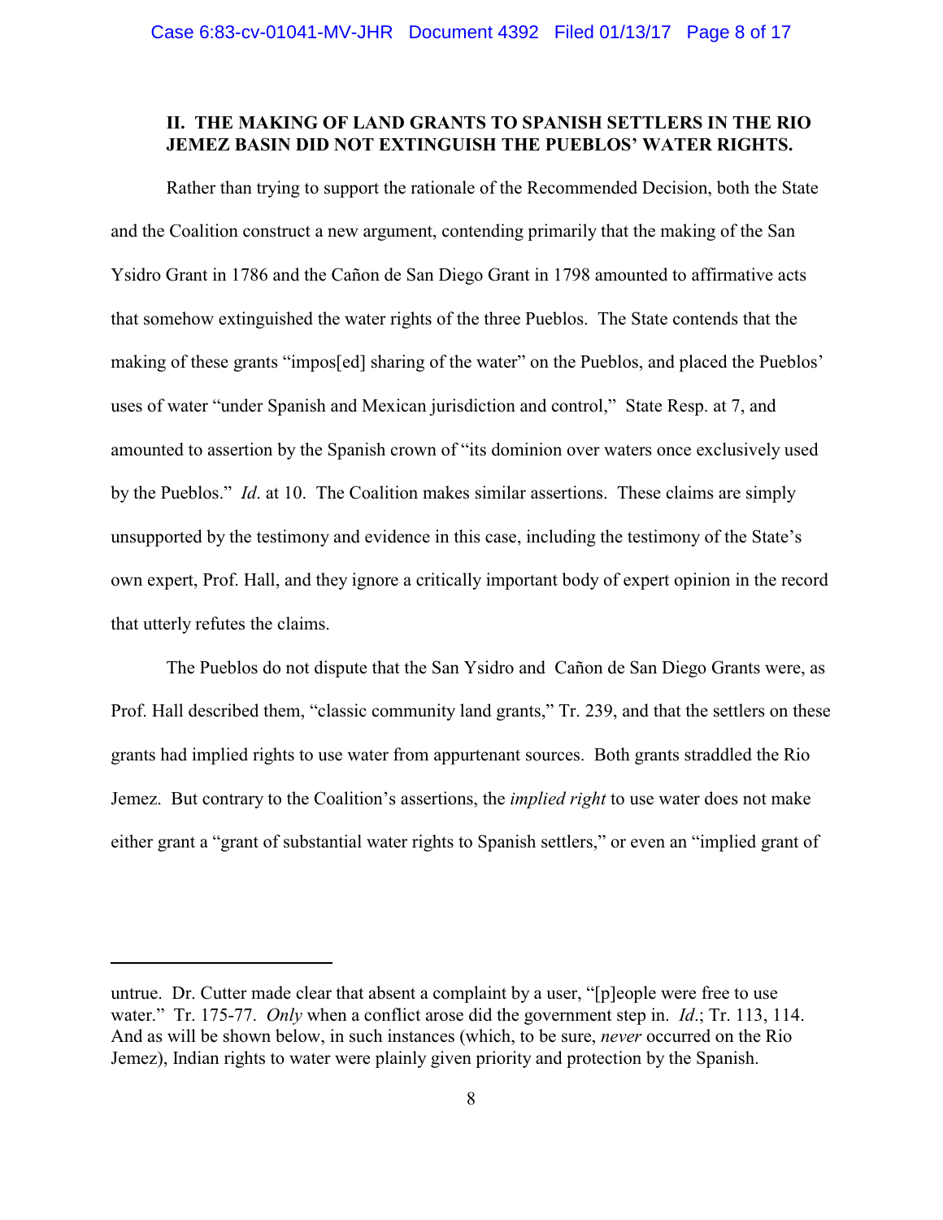## II. THE MAKING OF LAND GRANTS TO SPANISH SETTLERS IN THE RIO JEMEZ BASIN DID NOT EXTINGUISH THE PUEBLOS' WATER RIGHTS.

Rather than trying to support the rationale of the Recommended Decision, both the State and the Coalition construct a new argument, contending primarily that the making of the San Ysidro Grant in 1786 and the Cañon de San Diego Grant in 1798 amounted to affirmative acts that somehow extinguished the water rights of the three Pueblos. The State contends that the making of these grants "impos[ed] sharing of the water" on the Pueblos, and placed the Pueblos' uses of water "under Spanish and Mexican jurisdiction and control," State Resp. at 7, and amounted to assertion by the Spanish crown of "its dominion over waters once exclusively used by the Pueblos." *Id*. at 10. The Coalition makes similar assertions. These claims are simply unsupported by the testimony and evidence in this case, including the testimony of the State's own expert, Prof. Hall, and they ignore a critically important body of expert opinion in the record that utterly refutes the claims.

The Pueblos do not dispute that the San Ysidro and Cañon de San Diego Grants were, as Prof. Hall described them, "classic community land grants," Tr. 239, and that the settlers on these grants had implied rights to use water from appurtenant sources. Both grants straddled the Rio Jemez. But contrary to the Coalition's assertions, the *implied right* to use water does not make either grant a "grant of substantial water rights to Spanish settlers," or even an "implied grant of

---

untrue. Dr. Cutter made clear that absent a complaint by a user, "[p]eople were free to use water." Tr. 175-77. *Only* when a conflict arose did the government step in. *Id*.; Tr. 113, 114. And as will be shown below, in such instances (which, to be sure, *never* occurred on the Rio Jemez), Indian rights to water were plainly given priority and protection by the Spanish.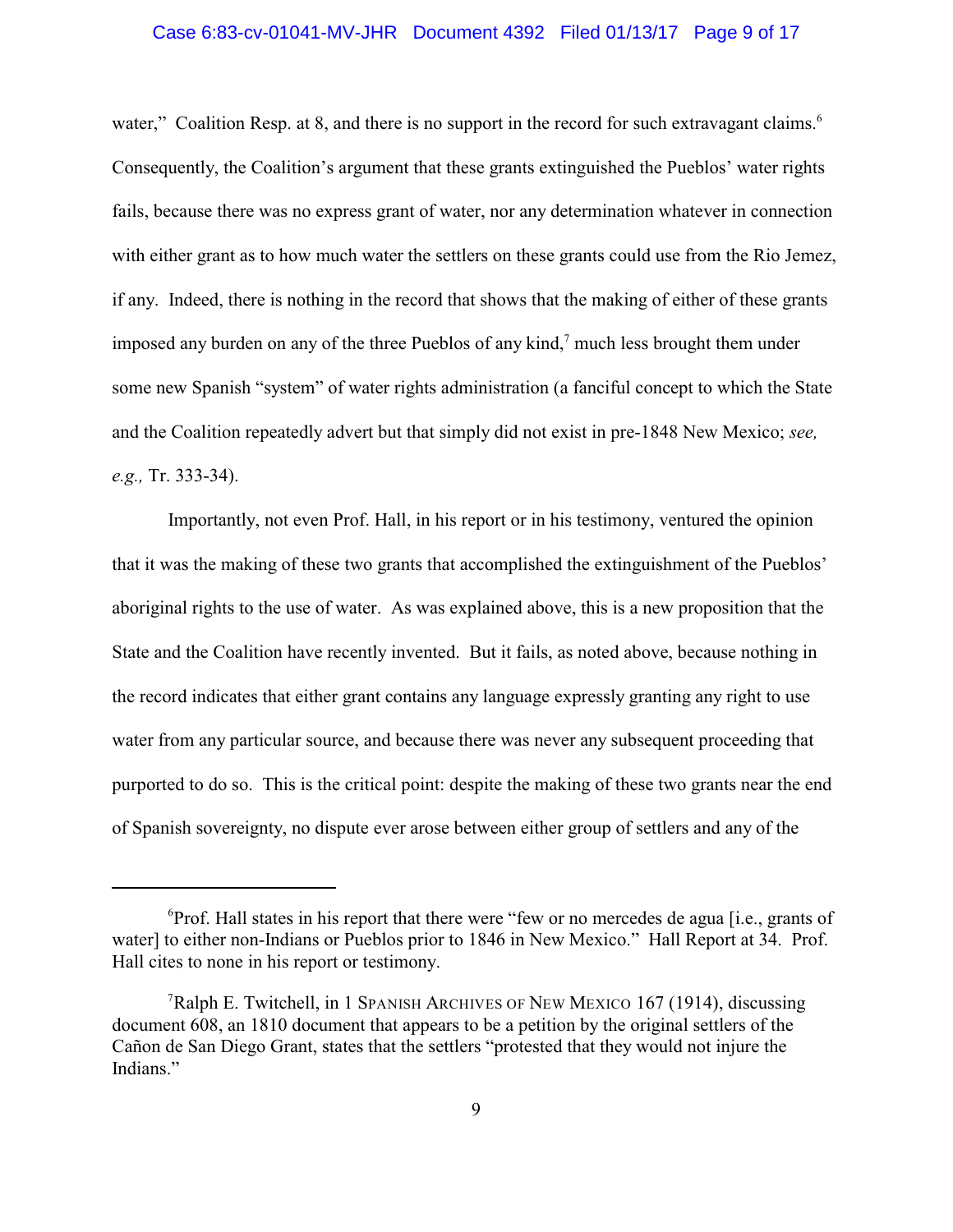water," Coalition Resp. at 8, and there is no support in the record for such extravagant claims.[6] Consequently, the Coalition's argument that these grants extinguished the Pueblos' water rights fails, because there was no express grant of water, nor any determination whatever in connection with either grant as to how much water the settlers on these grants could use from the Rio Jemez, if any. Indeed, there is nothing in the record that shows that the making of either of these grants imposed any burden on any of the three Pueblos of any kind,[7] much less brought them under some new Spanish "system" of water rights administration (a fanciful concept to which the State and the Coalition repeatedly advert but that simply did not exist in pre-1848 New Mexico; *see, e.g.,* Tr. 333-34).

Importantly, not even Prof. Hall, in his report or in his testimony, ventured the opinion that it was the making of these two grants that accomplished the extinguishment of the Pueblos' aboriginal rights to the use of water. As was explained above, this is a new proposition that the State and the Coalition have recently invented. But it fails, as noted above, because nothing in the record indicates that either grant contains any language expressly granting any right to use water from any particular source, and because there was never any subsequent proceeding that purported to do so. This is the critical point: despite the making of these two grants near the end of Spanish sovereignty, no dispute ever arose between either group of settlers and any of the

---

[6] Prof. Hall states in his report that there were "few or no mercedes de agua [i.e., grants of water] to either non-Indians or Pueblos prior to 1846 in New Mexico." Hall Report at 34. Prof. Hall cites to none in his report or testimony.

[7] Ralph E. Twitchell, in 1 SPANISH ARCHIVES OF NEW MEXICO 167 (1914), discussing document 608, an 1810 document that appears to be a petition by the original settlers of the Cañon de San Diego Grant, states that the settlers "protested that they would not injure the Indians."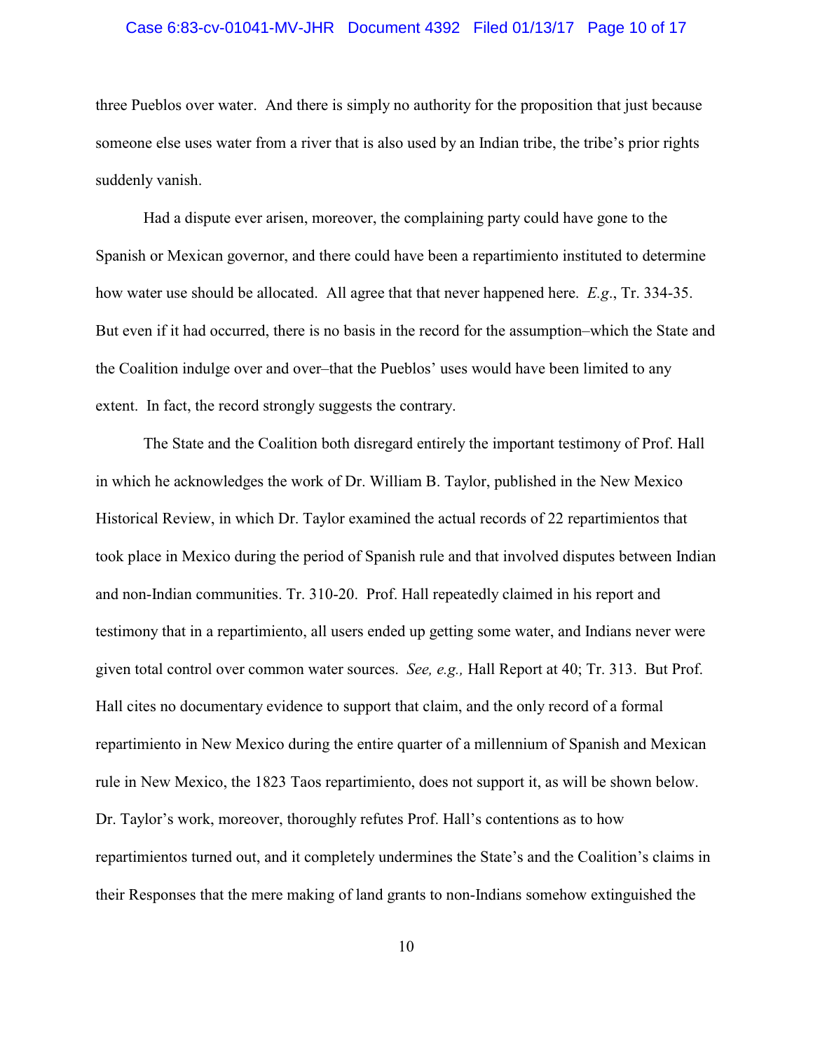three Pueblos over water. And there is simply no authority for the proposition that just because someone else uses water from a river that is also used by an Indian tribe, the tribe's prior rights suddenly vanish.

Had a dispute ever arisen, moreover, the complaining party could have gone to the Spanish or Mexican governor, and there could have been a repartimiento instituted to determine how water use should be allocated. All agree that that never happened here. *E.g*., Tr. 334-35. But even if it had occurred, there is no basis in the record for the assumption–which the State and the Coalition indulge over and over–that the Pueblos' uses would have been limited to any extent. In fact, the record strongly suggests the contrary.

The State and the Coalition both disregard entirely the important testimony of Prof. Hall in which he acknowledges the work of Dr. William B. Taylor, published in the New Mexico Historical Review, in which Dr. Taylor examined the actual records of 22 repartimientos that took place in Mexico during the period of Spanish rule and that involved disputes between Indian and non-Indian communities. Tr. 310-20. Prof. Hall repeatedly claimed in his report and testimony that in a repartimiento, all users ended up getting some water, and Indians never were given total control over common water sources. *See, e.g.,* Hall Report at 40; Tr. 313. But Prof. Hall cites no documentary evidence to support that claim, and the only record of a formal repartimiento in New Mexico during the entire quarter of a millennium of Spanish and Mexican rule in New Mexico, the 1823 Taos repartimiento, does not support it, as will be shown below. Dr. Taylor's work, moreover, thoroughly refutes Prof. Hall's contentions as to how repartimientos turned out, and it completely undermines the State's and the Coalition's claims in their Responses that the mere making of land grants to non-Indians somehow extinguished the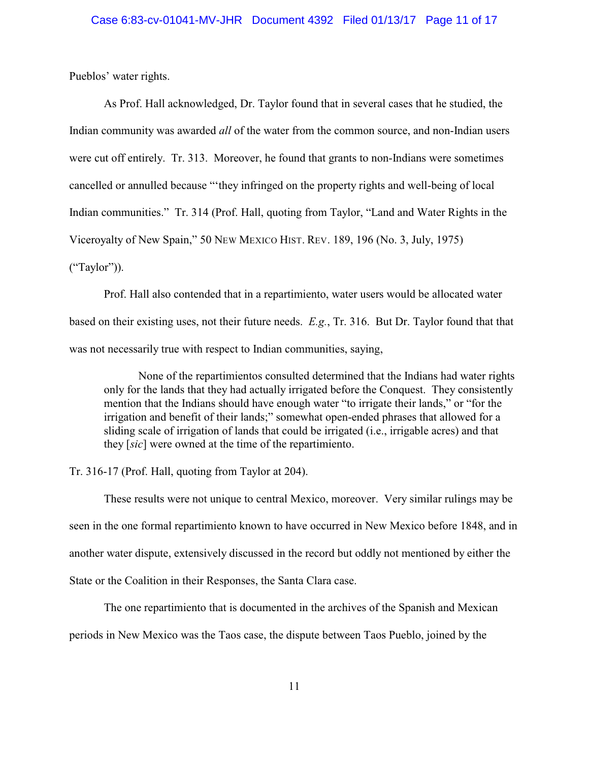Pueblos' water rights.

As Prof. Hall acknowledged, Dr. Taylor found that in several cases that he studied, the Indian community was awarded *all* of the water from the common source, and non-Indian users were cut off entirely. Tr. 313. Moreover, he found that grants to non-Indians were sometimes cancelled or annulled because "'they infringed on the property rights and well-being of local Indian communities." Tr. 314 (Prof. Hall, quoting from Taylor, "Land and Water Rights in the Viceroyalty of New Spain," 50 NEW MEXICO HIST. REV. 189, 196 (No. 3, July, 1975) ("Taylor")).

Prof. Hall also contended that in a repartimiento, water users would be allocated water based on their existing uses, not their future needs. *E.g.*, Tr. 316. But Dr. Taylor found that that was not necessarily true with respect to Indian communities, saying,

> None of the repartimientos consulted determined that the Indians had water rights only for the lands that they had actually irrigated before the Conquest. They consistently mention that the Indians should have enough water "to irrigate their lands," or "for the irrigation and benefit of their lands;" somewhat open-ended phrases that allowed for a sliding scale of irrigation of lands that could be irrigated (i.e., irrigable acres) and that they [*sic*] were owned at the time of the repartimiento.

Tr. 316-17 (Prof. Hall, quoting from Taylor at 204).

These results were not unique to central Mexico, moreover. Very similar rulings may be seen in the one formal repartimiento known to have occurred in New Mexico before 1848, and in another water dispute, extensively discussed in the record but oddly not mentioned by either the State or the Coalition in their Responses, the Santa Clara case.

The one repartimiento that is documented in the archives of the Spanish and Mexican periods in New Mexico was the Taos case, the dispute between Taos Pueblo, joined by the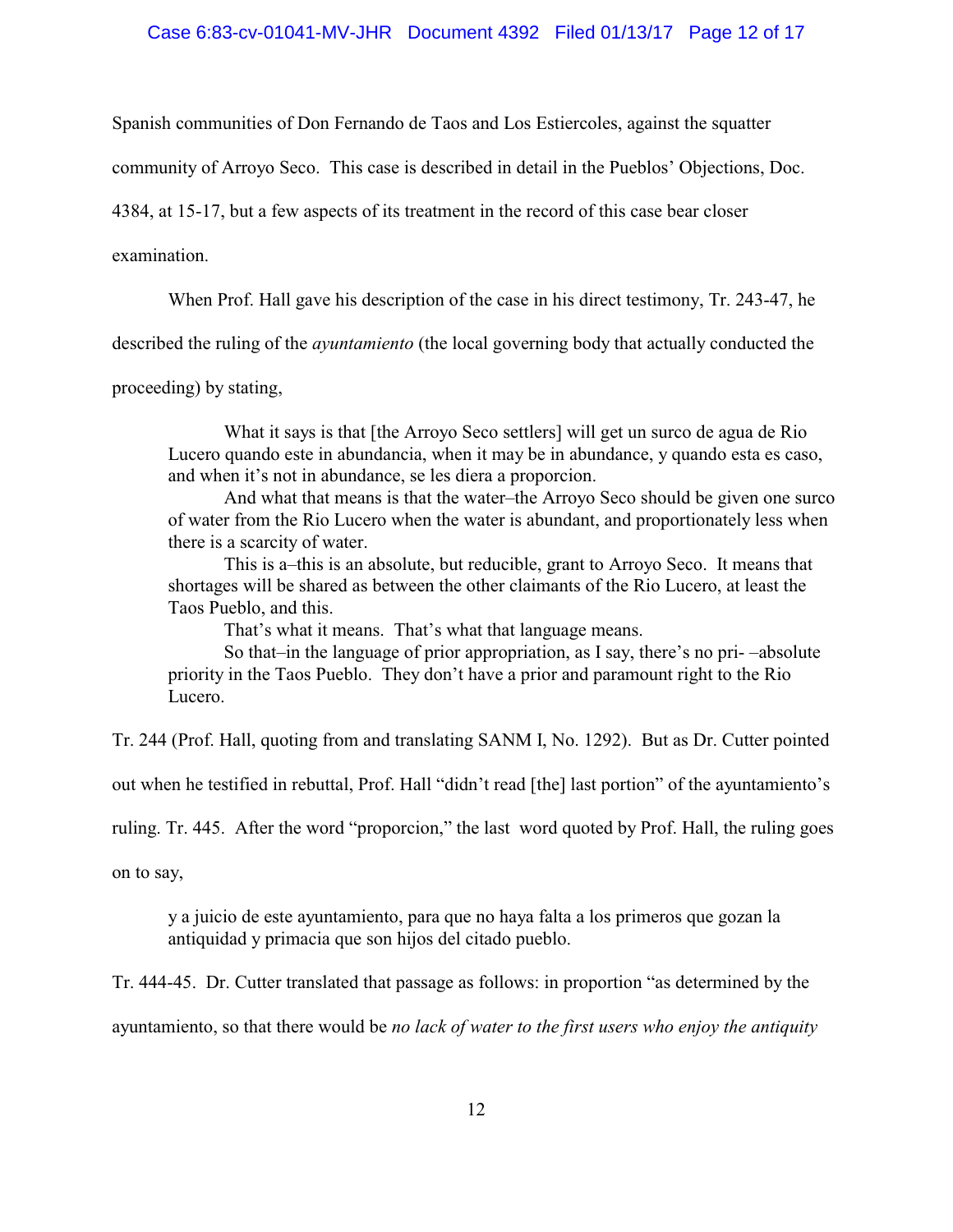Spanish communities of Don Fernando de Taos and Los Estiercoles, against the squatter community of Arroyo Seco. This case is described in detail in the Pueblos' Objections, Doc. 4384, at 15-17, but a few aspects of its treatment in the record of this case bear closer examination.

When Prof. Hall gave his description of the case in his direct testimony, Tr. 243-47, he described the ruling of the *ayuntamiento* (the local governing body that actually conducted the proceeding) by stating,

> What it says is that [the Arroyo Seco settlers] will get un surco de agua de Rio Lucero quando este in abundancia, when it may be in abundance, y quando esta es caso, and when it's not in abundance, se les diera a proporcion.
>
> And what that means is that the water–the Arroyo Seco should be given one surco of water from the Rio Lucero when the water is abundant, and proportionately less when there is a scarcity of water.
>
> This is a–this is an absolute, but reducible, grant to Arroyo Seco. It means that shortages will be shared as between the other claimants of the Rio Lucero, at least the Taos Pueblo, and this.
>
> That's what it means. That's what that language means.
>
> So that–in the language of prior appropriation, as I say, there's no pri- –absolute priority in the Taos Pueblo. They don't have a prior and paramount right to the Rio Lucero.

Tr. 244 (Prof. Hall, quoting from and translating SANM I, No. 1292). But as Dr. Cutter pointed out when he testified in rebuttal, Prof. Hall "didn't read [the] last portion" of the ayuntamiento's ruling. Tr. 445. After the word "proporcion," the last word quoted by Prof. Hall, the ruling goes on to say,

> y a juicio de este ayuntamiento, para que no haya falta a los primeros que gozan la antiquidad y primacia que son hijos del citado pueblo.

Tr. 444-45. Dr. Cutter translated that passage as follows: in proportion "as determined by the ayuntamiento, so that there would be *no lack of water to the first users who enjoy the antiquity*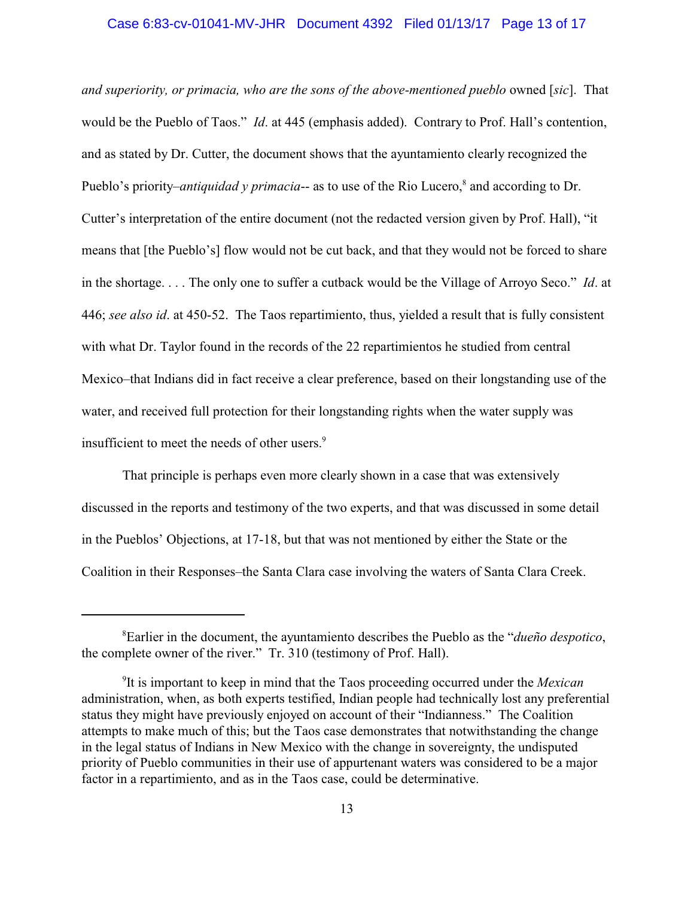*and superiority, or primacia, who are the sons of the above-mentioned pueblo* owned [*sic*]. That would be the Pueblo of Taos." *Id*. at 445 (emphasis added). Contrary to Prof. Hall's contention, and as stated by Dr. Cutter, the document shows that the ayuntamiento clearly recognized the Pueblo's priority–*antiquidad y primacia*-- as to use of the Rio Lucero,[8] and according to Dr. Cutter's interpretation of the entire document (not the redacted version given by Prof. Hall), "it means that [the Pueblo's] flow would not be cut back, and that they would not be forced to share in the shortage. . . . The only one to suffer a cutback would be the Village of Arroyo Seco." *Id*. at 446; *see also id*. at 450-52. The Taos repartimiento, thus, yielded a result that is fully consistent with what Dr. Taylor found in the records of the 22 repartimientos he studied from central Mexico–that Indians did in fact receive a clear preference, based on their longstanding use of the water, and received full protection for their longstanding rights when the water supply was insufficient to meet the needs of other users.[9]

That principle is perhaps even more clearly shown in a case that was extensively discussed in the reports and testimony of the two experts, and that was discussed in some detail in the Pueblos' Objections, at 17-18, but that was not mentioned by either the State or the Coalition in their Responses–the Santa Clara case involving the waters of Santa Clara Creek.

---

[8] Earlier in the document, the ayuntamiento describes the Pueblo as the "*dueño despotico*, the complete owner of the river." Tr. 310 (testimony of Prof. Hall).

[9] It is important to keep in mind that the Taos proceeding occurred under the *Mexican* administration, when, as both experts testified, Indian people had technically lost any preferential status they might have previously enjoyed on account of their "Indianness." The Coalition attempts to make much of this; but the Taos case demonstrates that notwithstanding the change in the legal status of Indians in New Mexico with the change in sovereignty, the undisputed priority of Pueblo communities in their use of appurtenant waters was considered to be a major factor in a repartimiento, and as in the Taos case, could be determinative.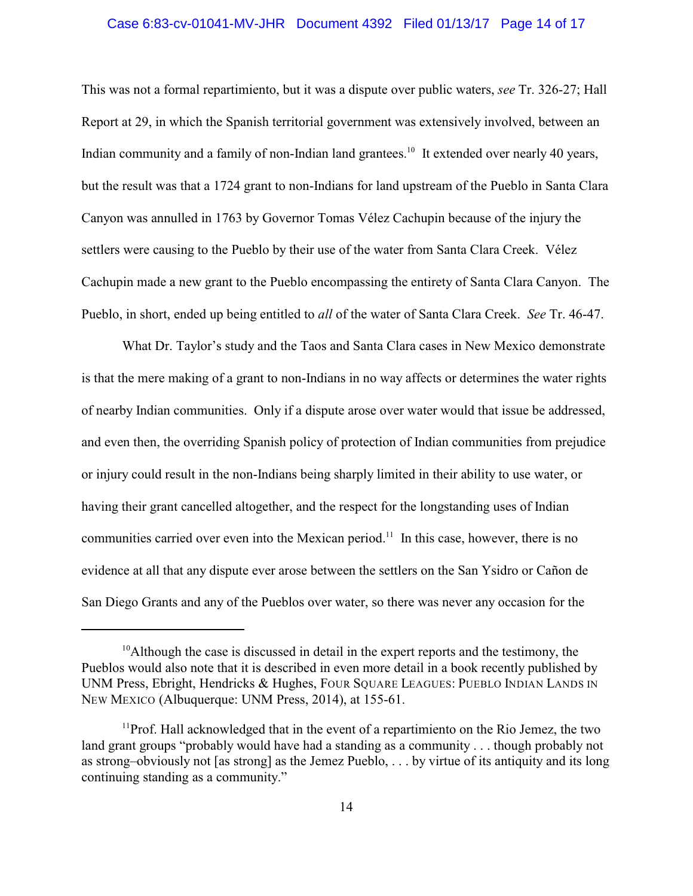This was not a formal repartimiento, but it was a dispute over public waters, *see* Tr. 326-27; Hall Report at 29, in which the Spanish territorial government was extensively involved, between an Indian community and a family of non-Indian land grantees.[10] It extended over nearly 40 years, but the result was that a 1724 grant to non-Indians for land upstream of the Pueblo in Santa Clara Canyon was annulled in 1763 by Governor Tomas Vélez Cachupin because of the injury the settlers were causing to the Pueblo by their use of the water from Santa Clara Creek. Vélez Cachupin made a new grant to the Pueblo encompassing the entirety of Santa Clara Canyon. The Pueblo, in short, ended up being entitled to *all* of the water of Santa Clara Creek. *See* Tr. 46-47.

What Dr. Taylor's study and the Taos and Santa Clara cases in New Mexico demonstrate is that the mere making of a grant to non-Indians in no way affects or determines the water rights of nearby Indian communities. Only if a dispute arose over water would that issue be addressed, and even then, the overriding Spanish policy of protection of Indian communities from prejudice or injury could result in the non-Indians being sharply limited in their ability to use water, or having their grant cancelled altogether, and the respect for the longstanding uses of Indian communities carried over even into the Mexican period.[11] In this case, however, there is no evidence at all that any dispute ever arose between the settlers on the San Ysidro or Cañon de San Diego Grants and any of the Pueblos over water, so there was never any occasion for the

---

[10]Although the case is discussed in detail in the expert reports and the testimony, the Pueblos would also note that it is described in even more detail in a book recently published by UNM Press, Ebright, Hendricks & Hughes, FOUR SQUARE LEAGUES: PUEBLO INDIAN LANDS IN NEW MEXICO (Albuquerque: UNM Press, 2014), at 155-61.

[11]Prof. Hall acknowledged that in the event of a repartimiento on the Rio Jemez, the two land grant groups "probably would have had a standing as a community . . . though probably not as strong–obviously not [as strong] as the Jemez Pueblo, . . . by virtue of its antiquity and its long continuing standing as a community."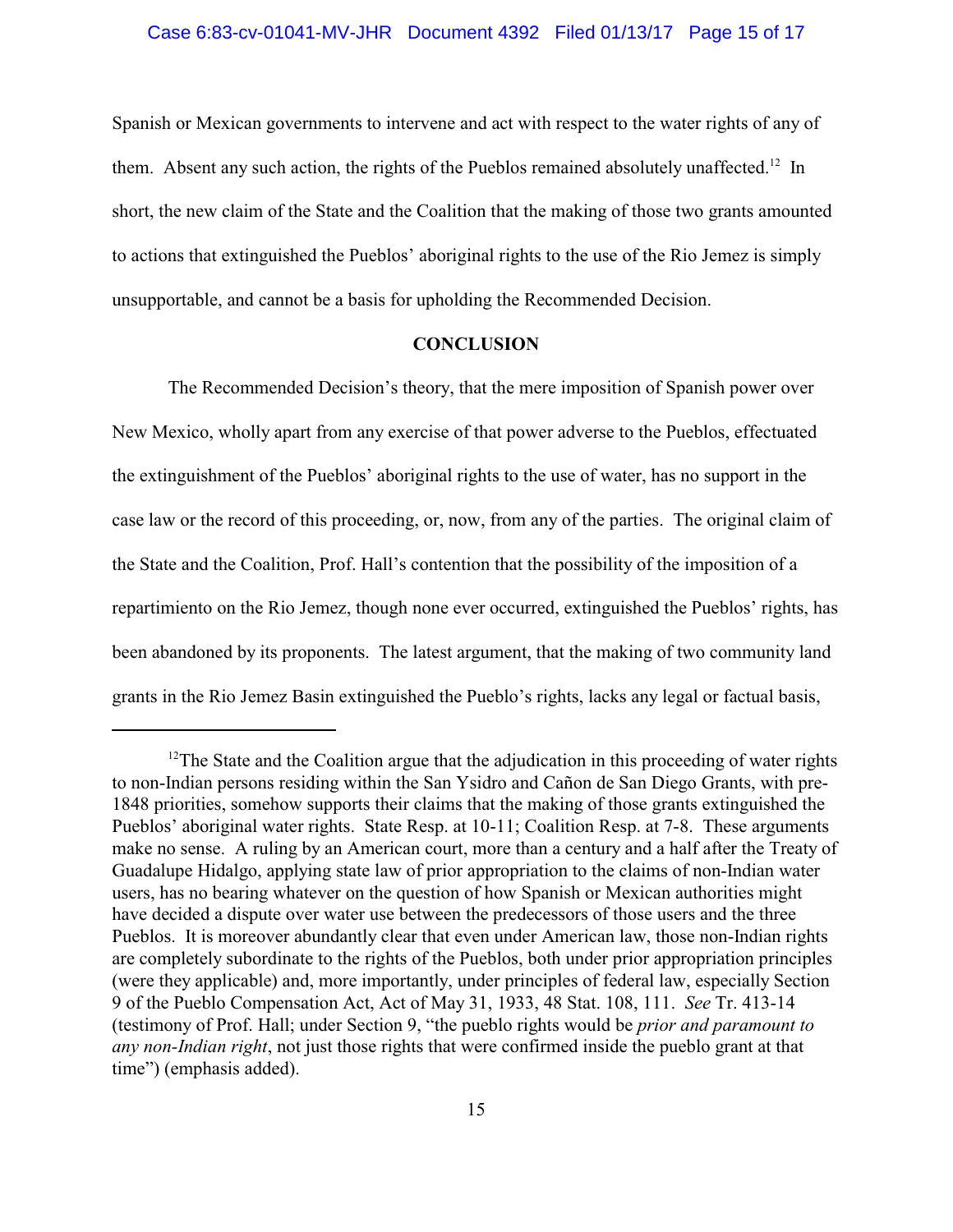Spanish or Mexican governments to intervene and act with respect to the water rights of any of them. Absent any such action, the rights of the Pueblos remained absolutely unaffected.[12] In short, the new claim of the State and the Coalition that the making of those two grants amounted to actions that extinguished the Pueblos' aboriginal rights to the use of the Rio Jemez is simply unsupportable, and cannot be a basis for upholding the Recommended Decision.

## CONCLUSION

The Recommended Decision's theory, that the mere imposition of Spanish power over New Mexico, wholly apart from any exercise of that power adverse to the Pueblos, effectuated the extinguishment of the Pueblos' aboriginal rights to the use of water, has no support in the case law or the record of this proceeding, or, now, from any of the parties. The original claim of the State and the Coalition, Prof. Hall's contention that the possibility of the imposition of a repartimiento on the Rio Jemez, though none ever occurred, extinguished the Pueblos' rights, has been abandoned by its proponents. The latest argument, that the making of two community land grants in the Rio Jemez Basin extinguished the Pueblo's rights, lacks any legal or factual basis,

---

[12] The State and the Coalition argue that the adjudication in this proceeding of water rights to non-Indian persons residing within the San Ysidro and Cañon de San Diego Grants, with pre-1848 priorities, somehow supports their claims that the making of those grants extinguished the Pueblos' aboriginal water rights. State Resp. at 10-11; Coalition Resp. at 7-8. These arguments make no sense. A ruling by an American court, more than a century and a half after the Treaty of Guadalupe Hidalgo, applying state law of prior appropriation to the claims of non-Indian water users, has no bearing whatever on the question of how Spanish or Mexican authorities might have decided a dispute over water use between the predecessors of those users and the three Pueblos. It is moreover abundantly clear that even under American law, those non-Indian rights are completely subordinate to the rights of the Pueblos, both under prior appropriation principles (were they applicable) and, more importantly, under principles of federal law, especially Section 9 of the Pueblo Compensation Act, Act of May 31, 1933, 48 Stat. 108, 111. *See* Tr. 413-14 (testimony of Prof. Hall; under Section 9, "the pueblo rights would be *prior and paramount to any non-Indian right*, not just those rights that were confirmed inside the pueblo grant at that time") (emphasis added).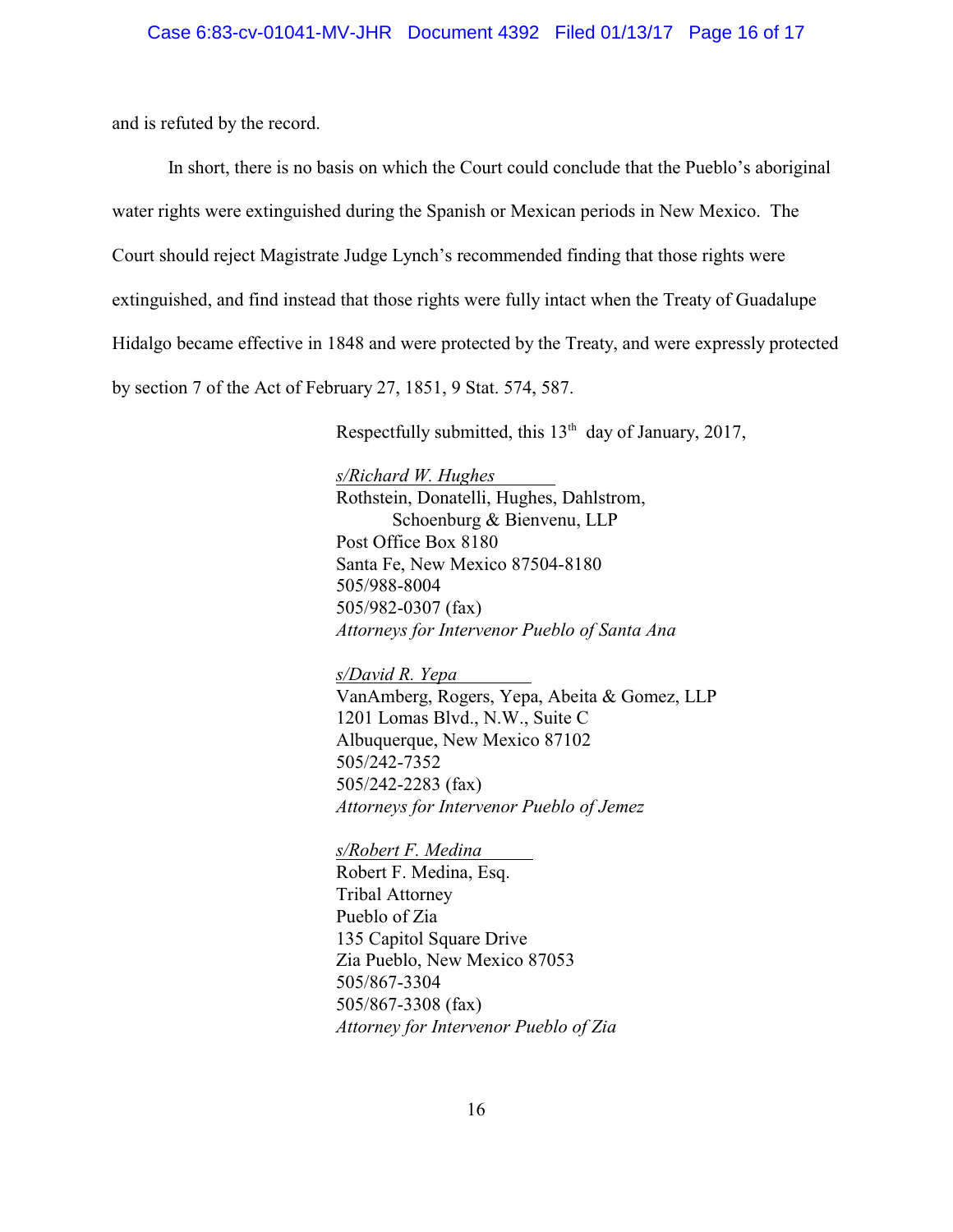and is refuted by the record.

In short, there is no basis on which the Court could conclude that the Pueblo's aboriginal water rights were extinguished during the Spanish or Mexican periods in New Mexico. The Court should reject Magistrate Judge Lynch's recommended finding that those rights were extinguished, and find instead that those rights were fully intact when the Treaty of Guadalupe Hidalgo became effective in 1848 and were protected by the Treaty, and were expressly protected by section 7 of the Act of February 27, 1851, 9 Stat. 574, 587.

Respectfully submitted, this 13th day of January, 2017,

*s/Richard W. Hughes*
Rothstein, Donatelli, Hughes, Dahlstrom,
Schoenburg & Bienvenu, LLP
Post Office Box 8180
Santa Fe, New Mexico 87504-8180
505/988-8004
505/982-0307 (fax)
*Attorneys for Intervenor Pueblo of Santa Ana*

*s/David R. Yepa*
VanAmberg, Rogers, Yepa, Abeita & Gomez, LLP
1201 Lomas Blvd., N.W., Suite C
Albuquerque, New Mexico 87102
505/242-7352
505/242-2283 (fax)
*Attorneys for Intervenor Pueblo of Jemez*

*s/Robert F. Medina*
Robert F. Medina, Esq.
Tribal Attorney
Pueblo of Zia
135 Capitol Square Drive
Zia Pueblo, New Mexico 87053
505/867-3304
505/867-3308 (fax)
*Attorney for Intervenor Pueblo of Zia*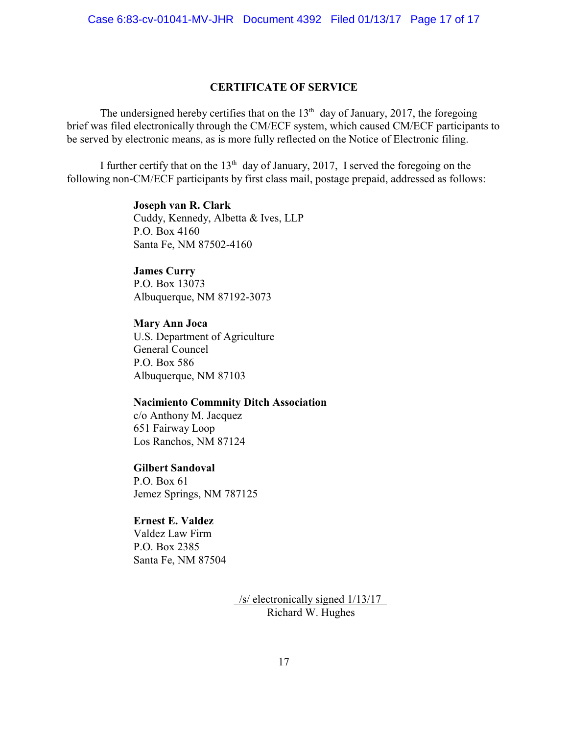## CERTIFICATE OF SERVICE

The undersigned hereby certifies that on the 13th day of January, 2017, the foregoing brief was filed electronically through the CM/ECF system, which caused CM/ECF participants to be served by electronic means, as is more fully reflected on the Notice of Electronic filing.

I further certify that on the 13th day of January, 2017, I served the foregoing on the following non-CM/ECF participants by first class mail, postage prepaid, addressed as follows:

**Joseph van R. Clark**
Cuddy, Kennedy, Albetta & Ives, LLP
P.O. Box 4160
Santa Fe, NM 87502-4160

**James Curry**
P.O. Box 13073
Albuquerque, NM 87192-3073

**Mary Ann Joca**
U.S. Department of Agriculture
General Councel
P.O. Box 586
Albuquerque, NM 87103

**Nacimiento Commnity Ditch Association**
c/o Anthony M. Jacquez
651 Fairway Loop
Los Ranchos, NM 87124

**Gilbert Sandoval**
P.O. Box 61
Jemez Springs, NM 787125

**Ernest E. Valdez**
Valdez Law Firm
P.O. Box 2385
Santa Fe, NM 87504

/s/ electronically signed 1/13/17
Richard W. Hughes